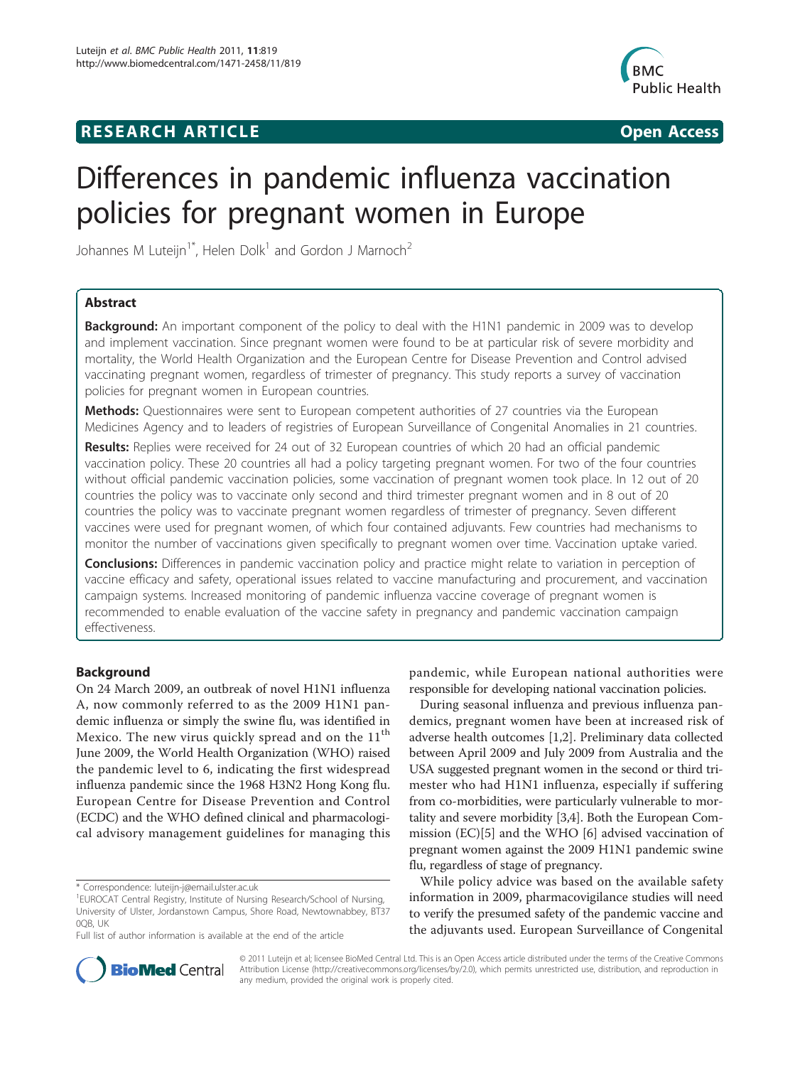**RESEARCH ARTICLE** **Open Access**

# Differences in pandemic influenza vaccination policies for pregnant women in Europe

Johannes M Luteijn[1*], Helen Dolk[1] and Gordon J Marnoch[2]

## Abstract

**Background:** An important component of the policy to deal with the H1N1 pandemic in 2009 was to develop and implement vaccination. Since pregnant women were found to be at particular risk of severe morbidity and mortality, the World Health Organization and the European Centre for Disease Prevention and Control advised vaccinating pregnant women, regardless of trimester of pregnancy. This study reports a survey of vaccination policies for pregnant women in European countries.

**Methods:** Questionnaires were sent to European competent authorities of 27 countries via the European Medicines Agency and to leaders of registries of European Surveillance of Congenital Anomalies in 21 countries.

**Results:** Replies were received for 24 out of 32 European countries of which 20 had an official pandemic vaccination policy. These 20 countries all had a policy targeting pregnant women. For two of the four countries without official pandemic vaccination policies, some vaccination of pregnant women took place. In 12 out of 20 countries the policy was to vaccinate only second and third trimester pregnant women and in 8 out of 20 countries the policy was to vaccinate pregnant women regardless of trimester of pregnancy. Seven different vaccines were used for pregnant women, of which four contained adjuvants. Few countries had mechanisms to monitor the number of vaccinations given specifically to pregnant women over time. Vaccination uptake varied.

**Conclusions:** Differences in pandemic vaccination policy and practice might relate to variation in perception of vaccine efficacy and safety, operational issues related to vaccine manufacturing and procurement, and vaccination campaign systems. Increased monitoring of pandemic influenza vaccine coverage of pregnant women is recommended to enable evaluation of the vaccine safety in pregnancy and pandemic vaccination campaign effectiveness.

## Background

On 24 March 2009, an outbreak of novel H1N1 influenza A, now commonly referred to as the 2009 H1N1 pandemic influenza or simply the swine flu, was identified in Mexico. The new virus quickly spread and on the 11th June 2009, the World Health Organization (WHO) raised the pandemic level to 6, indicating the first widespread influenza pandemic since the 1968 H3N2 Hong Kong flu. European Centre for Disease Prevention and Control (ECDC) and the WHO defined clinical and pharmacological advisory management guidelines for managing this pandemic, while European national authorities were responsible for developing national vaccination policies.

During seasonal influenza and previous influenza pandemics, pregnant women have been at increased risk of adverse health outcomes [1,2]. Preliminary data collected between April 2009 and July 2009 from Australia and the USA suggested pregnant women in the second or third trimester who had H1N1 influenza, especially if suffering from co-morbidities, were particularly vulnerable to mortality and severe morbidity [3,4]. Both the European Commission (EC)[5] and the WHO [6] advised vaccination of pregnant women against the 2009 H1N1 pandemic swine flu, regardless of stage of pregnancy.

While policy advice was based on the available safety information in 2009, pharmacovigilance studies will need to verify the presumed safety of the pandemic vaccine and the adjuvants used. European Surveillance of Congenital

\* Correspondence: luteijn-j@email.ulster.ac.uk

[1]EUROCAT Central Registry, Institute of Nursing Research/School of Nursing, University of Ulster, Jordanstown Campus, Shore Road, Newtownabbey, BT37 0QB, UK

Full list of author information is available at the end of the article

© 2011 Luteijn et al; licensee BioMed Central Ltd. This is an Open Access article distributed under the terms of the Creative Commons Attribution License (http://creativecommons.org/licenses/by/2.0), which permits unrestricted use, distribution, and reproduction in any medium, provided the original work is properly cited.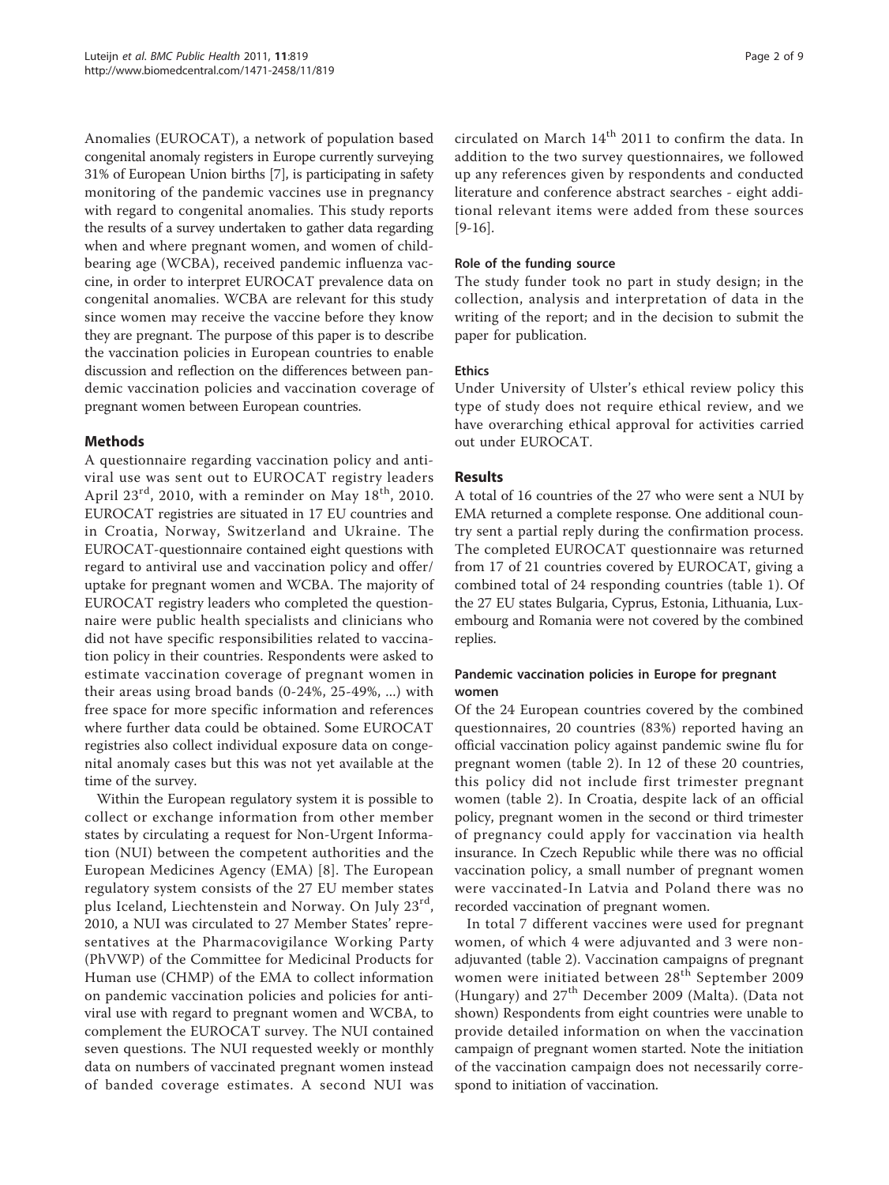Anomalies (EUROCAT), a network of population based congenital anomaly registers in Europe currently surveying 31% of European Union births [7], is participating in safety monitoring of the pandemic vaccines use in pregnancy with regard to congenital anomalies. This study reports the results of a survey undertaken to gather data regarding when and where pregnant women, and women of child-bearing age (WCBA), received pandemic influenza vaccine, in order to interpret EUROCAT prevalence data on congenital anomalies. WCBA are relevant for this study since women may receive the vaccine before they know they are pregnant. The purpose of this paper is to describe the vaccination policies in European countries to enable discussion and reflection on the differences between pandemic vaccination policies and vaccination coverage of pregnant women between European countries.

## Methods

A questionnaire regarding vaccination policy and antiviral use was sent out to EUROCAT registry leaders April 23rd, 2010, with a reminder on May 18th, 2010. EUROCAT registries are situated in 17 EU countries and in Croatia, Norway, Switzerland and Ukraine. The EUROCAT-questionnaire contained eight questions with regard to antiviral use and vaccination policy and offer/uptake for pregnant women and WCBA. The majority of EUROCAT registry leaders who completed the questionnaire were public health specialists and clinicians who did not have specific responsibilities related to vaccination policy in their countries. Respondents were asked to estimate vaccination coverage of pregnant women in their areas using broad bands (0-24%, 25-49%, ...) with free space for more specific information and references where further data could be obtained. Some EUROCAT registries also collect individual exposure data on congenital anomaly cases but this was not yet available at the time of the survey.

Within the European regulatory system it is possible to collect or exchange information from other member states by circulating a request for Non-Urgent Information (NUI) between the competent authorities and the European Medicines Agency (EMA) [8]. The European regulatory system consists of the 27 EU member states plus Iceland, Liechtenstein and Norway. On July 23rd, 2010, a NUI was circulated to 27 Member States' representatives at the Pharmacovigilance Working Party (PhVWP) of the Committee for Medicinal Products for Human use (CHMP) of the EMA to collect information on pandemic vaccination policies and policies for antiviral use with regard to pregnant women and WCBA, to complement the EUROCAT survey. The NUI contained seven questions. The NUI requested weekly or monthly data on numbers of vaccinated pregnant women instead of banded coverage estimates. A second NUI was circulated on March 14th 2011 to confirm the data. In addition to the two survey questionnaires, we followed up any references given by respondents and conducted literature and conference abstract searches - eight additional relevant items were added from these sources [9-16].

### Role of the funding source

The study funder took no part in study design; in the collection, analysis and interpretation of data in the writing of the report; and in the decision to submit the paper for publication.

### Ethics

Under University of Ulster's ethical review policy this type of study does not require ethical review, and we have overarching ethical approval for activities carried out under EUROCAT.

## Results

A total of 16 countries of the 27 who were sent a NUI by EMA returned a complete response. One additional country sent a partial reply during the confirmation process. The completed EUROCAT questionnaire was returned from 17 of 21 countries covered by EUROCAT, giving a combined total of 24 responding countries (table 1). Of the 27 EU states Bulgaria, Cyprus, Estonia, Lithuania, Luxembourg and Romania were not covered by the combined replies.

### Pandemic vaccination policies in Europe for pregnant women

Of the 24 European countries covered by the combined questionnaires, 20 countries (83%) reported having an official vaccination policy against pandemic swine flu for pregnant women (table 2). In 12 of these 20 countries, this policy did not include first trimester pregnant women (table 2). In Croatia, despite lack of an official policy, pregnant women in the second or third trimester of pregnancy could apply for vaccination via health insurance. In Czech Republic while there was no official vaccination policy, a small number of pregnant women were vaccinated-In Latvia and Poland there was no recorded vaccination of pregnant women.

In total 7 different vaccines were used for pregnant women, of which 4 were adjuvanted and 3 were non-adjuvanted (table 2). Vaccination campaigns of pregnant women were initiated between 28th September 2009 (Hungary) and 27th December 2009 (Malta). (Data not shown) Respondents from eight countries were unable to provide detailed information on when the vaccination campaign of pregnant women started. Note the initiation of the vaccination campaign does not necessarily correspond to initiation of vaccination.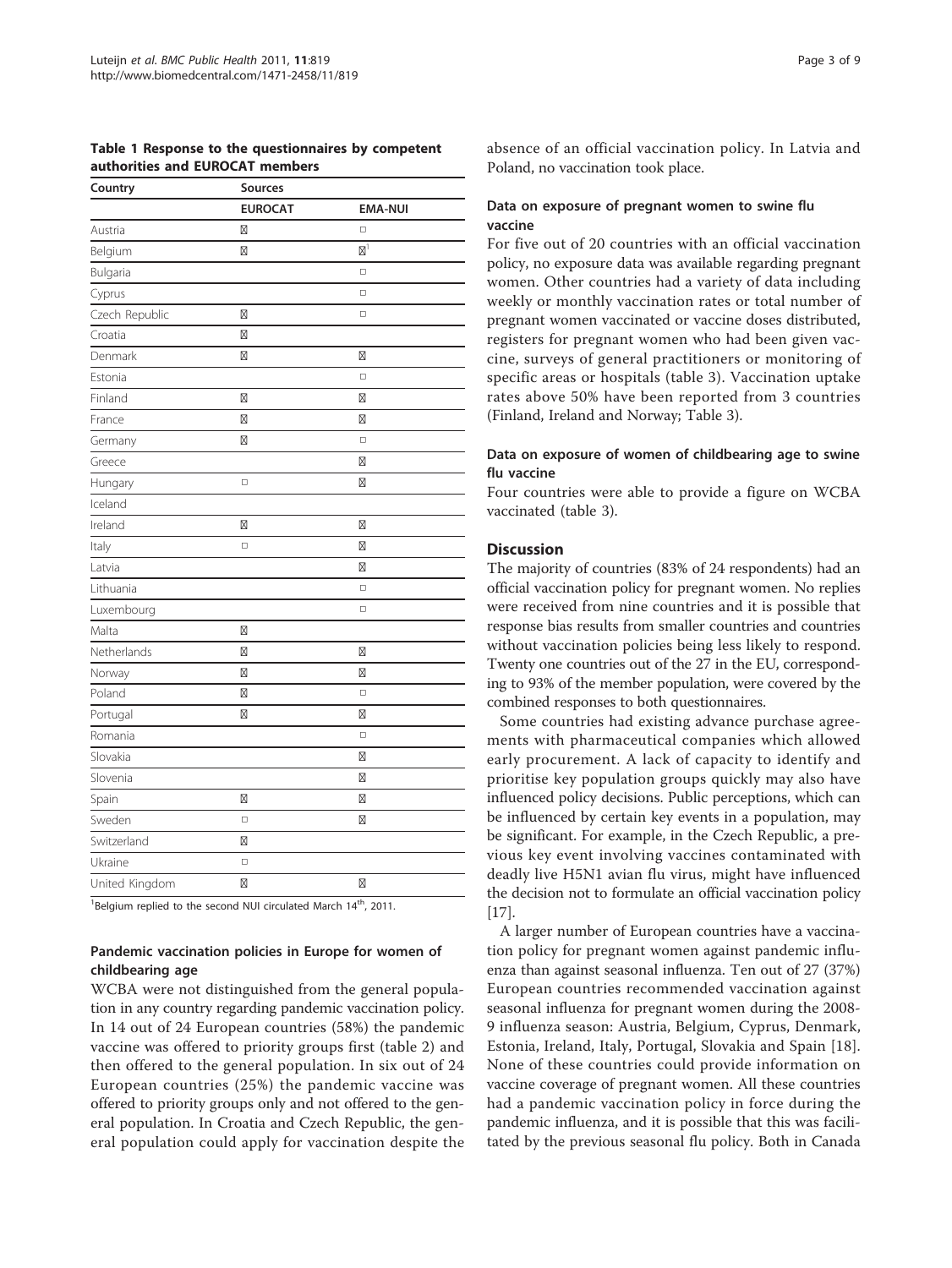**Table 1 Response to the questionnaires by competent authorities and EUROCAT members**

| Country | Sources | |
|---|---|---|
| | **EUROCAT** | **EMA-NUI** |
| Austria | ☒ | ☐ |
| Belgium | ☒ | ☒[1] |
| Bulgaria | | ☐ |
| Cyprus | | ☐ |
| Czech Republic | ☒ | ☐ |
| Croatia | ☒ | |
| Denmark | ☒ | ☒ |
| Estonia | | ☐ |
| Finland | ☒ | ☒ |
| France | ☒ | ☒ |
| Germany | ☒ | ☐ |
| Greece | | ☒ |
| Hungary | ☐ | ☒ |
| Iceland | | |
| Ireland | ☒ | ☒ |
| Italy | ☐ | ☒ |
| Latvia | | ☒ |
| Lithuania | | ☐ |
| Luxembourg | | ☐ |
| Malta | ☒ | |
| Netherlands | ☒ | ☒ |
| Norway | ☒ | ☒ |
| Poland | ☒ | ☐ |
| Portugal | ☒ | ☒ |
| Romania | | ☐ |
| Slovakia | | ☒ |
| Slovenia | | ☒ |
| Spain | ☒ | ☒ |
| Sweden | ☐ | ☒ |
| Switzerland | ☒ | |
| Ukraine | ☐ | |
| United Kingdom | ☒ | ☒ |

[1]Belgium replied to the second NUI circulated March 14th, 2011.

### Pandemic vaccination policies in Europe for women of childbearing age

WCBA were not distinguished from the general population in any country regarding pandemic vaccination policy. In 14 out of 24 European countries (58%) the pandemic vaccine was offered to priority groups first (table 2) and then offered to the general population. In six out of 24 European countries (25%) the pandemic vaccine was offered to priority groups only and not offered to the general population. In Croatia and Czech Republic, the general population could apply for vaccination despite the absence of an official vaccination policy. In Latvia and Poland, no vaccination took place.

### Data on exposure of pregnant women to swine flu vaccine

For five out of 20 countries with an official vaccination policy, no exposure data was available regarding pregnant women. Other countries had a variety of data including weekly or monthly vaccination rates or total number of pregnant women vaccinated or vaccine doses distributed, registers for pregnant women who had been given vaccine, surveys of general practitioners or monitoring of specific areas or hospitals (table 3). Vaccination uptake rates above 50% have been reported from 3 countries (Finland, Ireland and Norway; Table 3).

### Data on exposure of women of childbearing age to swine flu vaccine

Four countries were able to provide a figure on WCBA vaccinated (table 3).

## Discussion

The majority of countries (83% of 24 respondents) had an official vaccination policy for pregnant women. No replies were received from nine countries and it is possible that response bias results from smaller countries and countries without vaccination policies being less likely to respond. Twenty one countries out of the 27 in the EU, corresponding to 93% of the member population, were covered by the combined responses to both questionnaires.

Some countries had existing advance purchase agreements with pharmaceutical companies which allowed early procurement. A lack of capacity to identify and prioritise key population groups quickly may also have influenced policy decisions. Public perceptions, which can be influenced by certain key events in a population, may be significant. For example, in the Czech Republic, a previous key event involving vaccines contaminated with deadly live H5N1 avian flu virus, might have influenced the decision not to formulate an official vaccination policy [17].

A larger number of European countries have a vaccination policy for pregnant women against pandemic influenza than against seasonal influenza. Ten out of 27 (37%) European countries recommended vaccination against seasonal influenza for pregnant women during the 2008-9 influenza season: Austria, Belgium, Cyprus, Denmark, Estonia, Ireland, Italy, Portugal, Slovakia and Spain [18]. None of these countries could provide information on vaccine coverage of pregnant women. All these countries had a pandemic vaccination policy in force during the pandemic influenza, and it is possible that this was facilitated by the previous seasonal flu policy. Both in Canada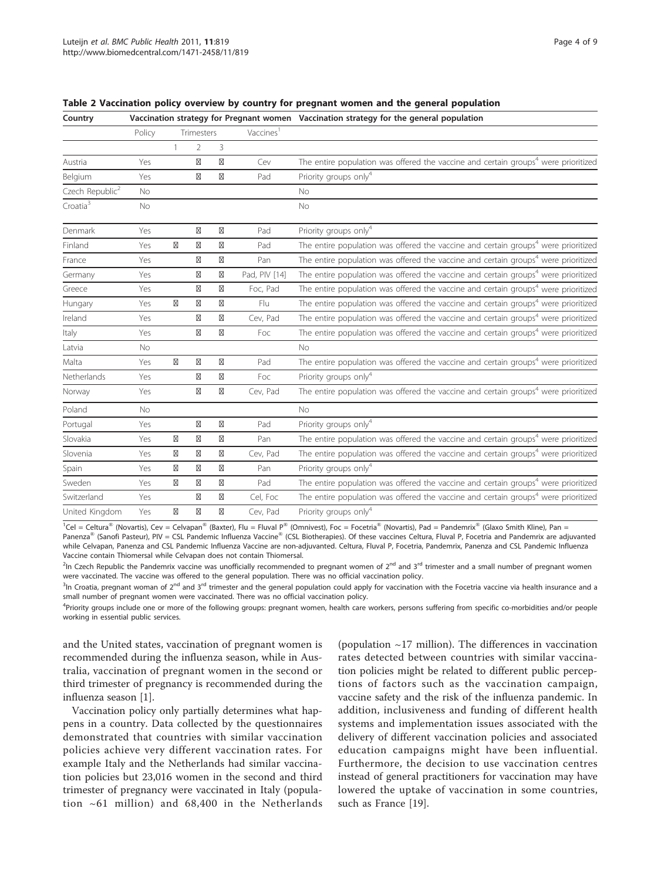**Table 2 Vaccination policy overview by country for pregnant women and the general population**

| Country | Vaccination strategy for Pregnant women | | | | | Vaccination strategy for the general population |
|---|---|---|---|---|---|---|
| | Policy | Trimesters | | | Vaccines[1] | |
| | | 1 | 2 | 3 | | |
| Austria | Yes | | ☒ | ☒ | Cev | The entire population was offered the vaccine and certain groups[4] were prioritized |
| Belgium | Yes | | ☒ | ☒ | Pad | Priority groups only[4] |
| Czech Republic[2] | No | | | | | No |
| Croatia[3] | No | | | | | No |
| Denmark | Yes | | ☒ | ☒ | Pad | Priority groups only[4] |
| Finland | Yes | ☒ | ☒ | ☒ | Pad | The entire population was offered the vaccine and certain groups[4] were prioritized |
| France | Yes | | ☒ | ☒ | Pan | The entire population was offered the vaccine and certain groups[4] were prioritized |
| Germany | Yes | | ☒ | ☒ | Pad, PIV [14] | The entire population was offered the vaccine and certain groups[4] were prioritized |
| Greece | Yes | | ☒ | ☒ | Foc, Pad | The entire population was offered the vaccine and certain groups[4] were prioritized |
| Hungary | Yes | ☒ | ☒ | ☒ | Flu | The entire population was offered the vaccine and certain groups[4] were prioritized |
| Ireland | Yes | | ☒ | ☒ | Cev, Pad | The entire population was offered the vaccine and certain groups[4] were prioritized |
| Italy | Yes | | ☒ | ☒ | Foc | The entire population was offered the vaccine and certain groups[4] were prioritized |
| Latvia | No | | | | | No |
| Malta | Yes | ☒ | ☒ | ☒ | Pad | The entire population was offered the vaccine and certain groups[4] were prioritized |
| Netherlands | Yes | | ☒ | ☒ | Foc | Priority groups only[4] |
| Norway | Yes | | ☒ | ☒ | Cev, Pad | The entire population was offered the vaccine and certain groups[4] were prioritized |
| Poland | No | | | | | No |
| Portugal | Yes | | ☒ | ☒ | Pad | Priority groups only[4] |
| Slovakia | Yes | ☒ | ☒ | ☒ | Pan | The entire population was offered the vaccine and certain groups[4] were prioritized |
| Slovenia | Yes | ☒ | ☒ | ☒ | Cev, Pad | The entire population was offered the vaccine and certain groups[4] were prioritized |
| Spain | Yes | ☒ | ☒ | ☒ | Pan | Priority groups only[4] |
| Sweden | Yes | ☒ | ☒ | ☒ | Pad | The entire population was offered the vaccine and certain groups[4] were prioritized |
| Switzerland | Yes | | ☒ | ☒ | Cel, Foc | The entire population was offered the vaccine and certain groups[4] were prioritized |
| United Kingdom | Yes | ☒ | ☒ | ☒ | Cev, Pad | Priority groups only[4] |

[1]Cel = Celtura® (Novartis), Cev = Celvapan® (Baxter), Flu = Fluval P® (Omnivest), Foc = Focetria® (Novartis), Pad = Pandemrix® (Glaxo Smith Kline), Pan = Panenza® (Sanofi Pasteur), PIV = CSL Pandemic Influenza Vaccine® (CSL Biotherapies). Of these vaccines Celtura, Fluval P, Focetria and Pandemrix are adjuvanted while Celvapan, Panenza and CSL Pandemic Influenza Vaccine are non-adjuvanted. Celtura, Fluval P, Focetria, Pandemrix, Panenza and CSL Pandemic Influenza Vaccine contain Thiomersal while Celvapan does not contain Thiomersal.

[2]In Czech Republic the Pandemrix vaccine was unofficially recommended to pregnant women of 2nd and 3rd trimester and a small number of pregnant women were vaccinated. The vaccine was offered to the general population. There was no official vaccination policy.

[3]In Croatia, pregnant woman of 2nd and 3rd trimester and the general population could apply for vaccination with the Focetria vaccine via health insurance and a small number of pregnant women were vaccinated. There was no official vaccination policy.

[4]Priority groups include one or more of the following groups: pregnant women, health care workers, persons suffering from specific co-morbidities and/or people working in essential public services.

and the United states, vaccination of pregnant women is recommended during the influenza season, while in Australia, vaccination of pregnant women in the second or third trimester of pregnancy is recommended during the influenza season [1].

Vaccination policy only partially determines what happens in a country. Data collected by the questionnaires demonstrated that countries with similar vaccination policies achieve very different vaccination rates. For example Italy and the Netherlands had similar vaccination policies but 23,016 women in the second and third trimester of pregnancy were vaccinated in Italy (population ~61 million) and 68,400 in the Netherlands (population ~17 million). The differences in vaccination rates detected between countries with similar vaccination policies might be related to different public perceptions of factors such as the vaccination campaign, vaccine safety and the risk of the influenza pandemic. In addition, inclusiveness and funding of different health systems and implementation issues associated with the delivery of different vaccination policies and associated education campaigns might have been influential. Furthermore, the decision to use vaccination centres instead of general practitioners for vaccination may have lowered the uptake of vaccination in some countries, such as France [19].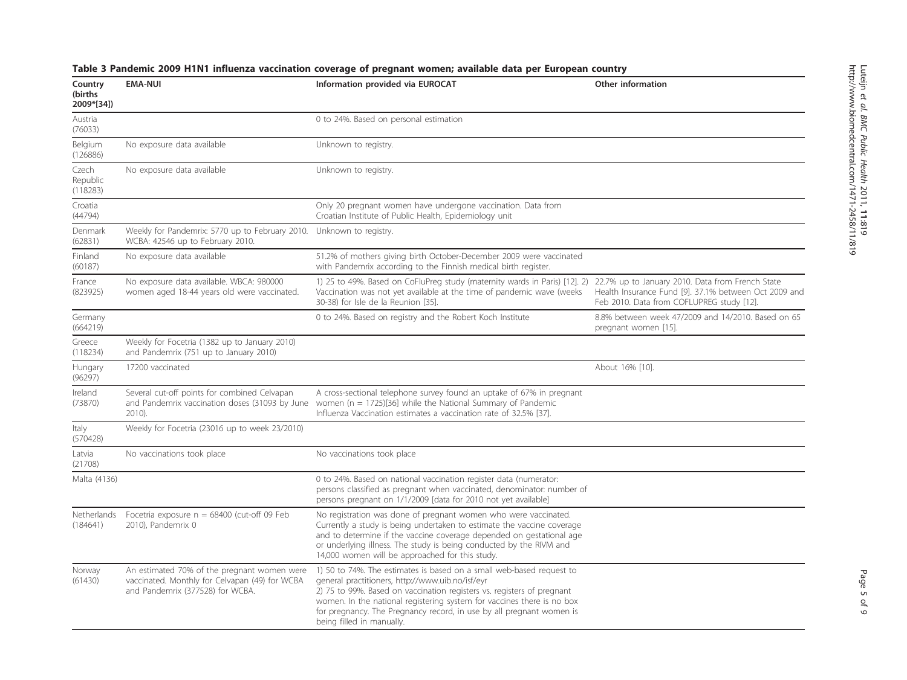**Table 3 Pandemic 2009 H1N1 influenza vaccination coverage of pregnant women; available data per European country**

| Country (births 2009*[34]) | EMA-NUI | Information provided via EUROCAT | Other information |
|---|---|---|---|
| Austria (76033) | | 0 to 24%. Based on personal estimation | |
| Belgium (126886) | No exposure data available | Unknown to registry. | |
| Czech Republic (118283) | No exposure data available | Unknown to registry. | |
| Croatia (44794) | | Only 20 pregnant women have undergone vaccination. Data from Croatian Institute of Public Health, Epidemiology unit | |
| Denmark (62831) | Weekly for Pandemrix: 5770 up to February 2010. WCBA: 42546 up to February 2010. | Unknown to registry. | |
| Finland (60187) | No exposure data available | 51.2% of mothers giving birth October-December 2009 were vaccinated with Pandemrix according to the Finnish medical birth register. | |
| France (823925) | No exposure data available. WBCA: 980000 women aged 18-44 years old were vaccinated. | 1) 25 to 49%. Based on CoFluPreg study (maternity wards in Paris) [12]. 2) Vaccination was not yet available at the time of pandemic wave (weeks 30-38) for Isle de la Reunion [35]. | 22.7% up to January 2010. Data from French State Health Insurance Fund [9]. 37.1% between Oct 2009 and Feb 2010. Data from COFLUPREG study [12]. |
| Germany (664219) | | 0 to 24%. Based on registry and the Robert Koch Institute | 8.8% between week 47/2009 and 14/2010. Based on 65 pregnant women [15]. |
| Greece (118234) | Weekly for Focetria (1382 up to January 2010) and Pandemrix (751 up to January 2010) | | |
| Hungary (96297) | 17200 vaccinated | | About 16% [10]. |
| Ireland (73870) | Several cut-off points for combined Celvapan and Pandemrix vaccination doses (31093 by June 2010). | A cross-sectional telephone survey found an uptake of 67% in pregnant women (n = 1725)[36] while the National Summary of Pandemic Influenza Vaccination estimates a vaccination rate of 32.5% [37]. | |
| Italy (570428) | Weekly for Focetria (23016 up to week 23/2010) | | |
| Latvia (21708) | No vaccinations took place | No vaccinations took place | |
| Malta (4136) | | 0 to 24%. Based on national vaccination register data (numerator: persons classified as pregnant when vaccinated, denominator: number of persons pregnant on 1/1/2009 [data for 2010 not yet available] | |
| Netherlands (184641) | Focetria exposure n = 68400 (cut-off 09 Feb 2010), Pandemrix 0 | No registration was done of pregnant women who were vaccinated. Currently a study is being undertaken to estimate the vaccine coverage and to determine if the vaccine coverage depended on gestational age or underlying illness. The study is being conducted by the RIVM and 14,000 women will be approached for this study. | |
| Norway (61430) | An estimated 70% of the pregnant women were vaccinated. Monthly for Celvapan (49) for WCBA and Pandemrix (377528) for WCBA. | 1) 50 to 74%. The estimates is based on a small web-based request to general practitioners, http://www.uib.no/isf/eyr 2) 75 to 99%. Based on vaccination registers vs. registers of pregnant women. In the national registering system for vaccines there is no box for pregnancy. The Pregnancy record, in use by all pregnant women is being filled in manually. | |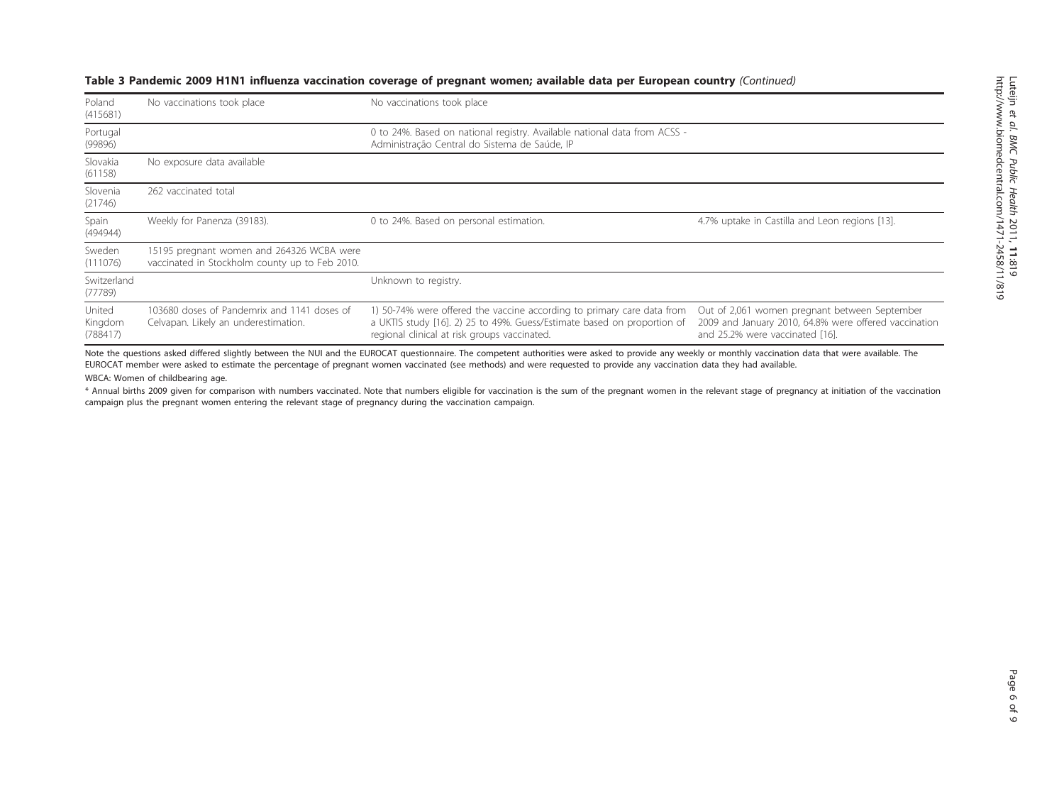**Table 3 Pandemic 2009 H1N1 influenza vaccination coverage of pregnant women; available data per European country** *(Continued)*

| | | | |
|---|---|---|---|
| Poland (415681) | No vaccinations took place | No vaccinations took place | |
| Portugal (99896) | | 0 to 24%. Based on national registry. Available national data from ACSS - Administração Central do Sistema de Saúde, IP | |
| Slovakia (61158) | No exposure data available | | |
| Slovenia (21746) | 262 vaccinated total | | |
| Spain (494944) | Weekly for Panenza (39183). | 0 to 24%. Based on personal estimation. | 4.7% uptake in Castilla and Leon regions [13]. |
| Sweden (111076) | 15195 pregnant women and 264326 WCBA were vaccinated in Stockholm county up to Feb 2010. | | |
| Switzerland (77789) | | Unknown to registry. | |
| United Kingdom (788417) | 103680 doses of Pandemrix and 1141 doses of Celvapan. Likely an underestimation. | 1) 50-74% were offered the vaccine according to primary care data from a UKTIS study [16]. 2) 25 to 49%. Guess/Estimate based on proportion of regional clinical at risk groups vaccinated. | Out of 2,061 women pregnant between September 2009 and January 2010, 64.8% were offered vaccination and 25.2% were vaccinated [16]. |

Note the questions asked differed slightly between the NUI and the EUROCAT questionnaire. The competent authorities were asked to provide any weekly or monthly vaccination data that were available. The EUROCAT member were asked to estimate the percentage of pregnant women vaccinated (see methods) and were requested to provide any vaccination data they had available.

WBCA: Women of childbearing age.

* Annual births 2009 given for comparison with numbers vaccinated. Note that numbers eligible for vaccination is the sum of the pregnant women in the relevant stage of pregnancy at initiation of the vaccination campaign plus the pregnant women entering the relevant stage of pregnancy during the vaccination campaign.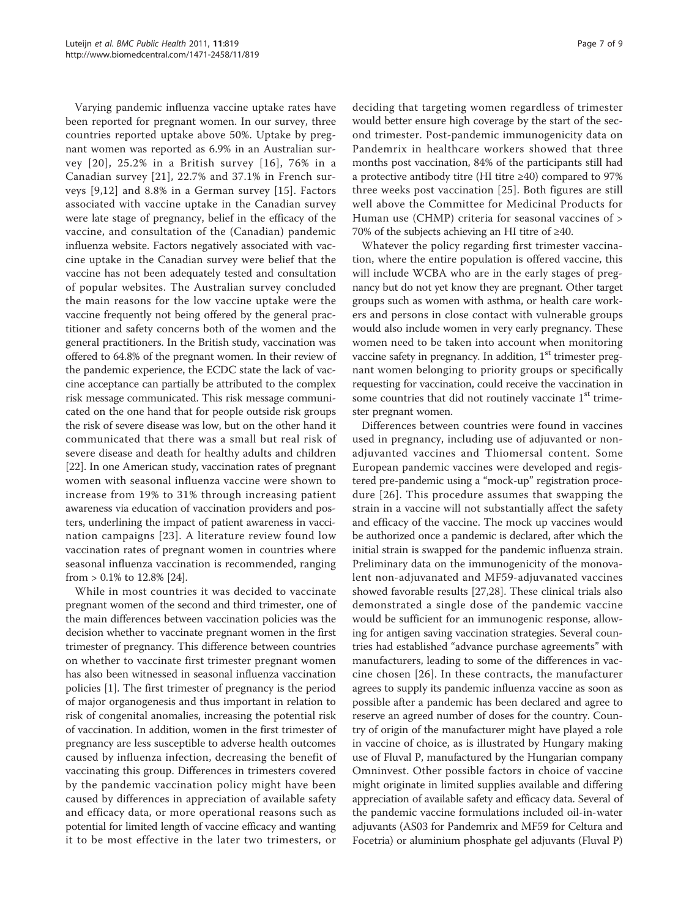Varying pandemic influenza vaccine uptake rates have been reported for pregnant women. In our survey, three countries reported uptake above 50%. Uptake by pregnant women was reported as 6.9% in an Australian survey [20], 25.2% in a British survey [16], 76% in a Canadian survey [21], 22.7% and 37.1% in French surveys [9,12] and 8.8% in a German survey [15]. Factors associated with vaccine uptake in the Canadian survey were late stage of pregnancy, belief in the efficacy of the vaccine, and consultation of the (Canadian) pandemic influenza website. Factors negatively associated with vaccine uptake in the Canadian survey were belief that the vaccine has not been adequately tested and consultation of popular websites. The Australian survey concluded the main reasons for the low vaccine uptake were the vaccine frequently not being offered by the general practitioner and safety concerns both of the women and the general practitioners. In the British study, vaccination was offered to 64.8% of the pregnant women. In their review of the pandemic experience, the ECDC state the lack of vaccine acceptance can partially be attributed to the complex risk message communicated. This risk message communicated on the one hand that for people outside risk groups the risk of severe disease was low, but on the other hand it communicated that there was a small but real risk of severe disease and death for healthy adults and children [22]. In one American study, vaccination rates of pregnant women with seasonal influenza vaccine were shown to increase from 19% to 31% through increasing patient awareness via education of vaccination providers and posters, underlining the impact of patient awareness in vaccination campaigns [23]. A literature review found low vaccination rates of pregnant women in countries where seasonal influenza vaccination is recommended, ranging from > 0.1% to 12.8% [24].

While in most countries it was decided to vaccinate pregnant women of the second and third trimester, one of the main differences between vaccination policies was the decision whether to vaccinate pregnant women in the first trimester of pregnancy. This difference between countries on whether to vaccinate first trimester pregnant women has also been witnessed in seasonal influenza vaccination policies [1]. The first trimester of pregnancy is the period of major organogenesis and thus important in relation to risk of congenital anomalies, increasing the potential risk of vaccination. In addition, women in the first trimester of pregnancy are less susceptible to adverse health outcomes caused by influenza infection, decreasing the benefit of vaccinating this group. Differences in trimesters covered by the pandemic vaccination policy might have been caused by differences in appreciation of available safety and efficacy data, or more operational reasons such as potential for limited length of vaccine efficacy and wanting it to be most effective in the later two trimesters, or deciding that targeting women regardless of trimester would better ensure high coverage by the start of the second trimester. Post-pandemic immunogenicity data on Pandemrix in healthcare workers showed that three months post vaccination, 84% of the participants still had a protective antibody titre (HI titre ≥40) compared to 97% three weeks post vaccination [25]. Both figures are still well above the Committee for Medicinal Products for Human use (CHMP) criteria for seasonal vaccines of > 70% of the subjects achieving an HI titre of ≥40.

Whatever the policy regarding first trimester vaccination, where the entire population is offered vaccine, this will include WCBA who are in the early stages of pregnancy but do not yet know they are pregnant. Other target groups such as women with asthma, or health care workers and persons in close contact with vulnerable groups would also include women in very early pregnancy. These women need to be taken into account when monitoring vaccine safety in pregnancy. In addition, 1st trimester pregnant women belonging to priority groups or specifically requesting for vaccination, could receive the vaccination in some countries that did not routinely vaccinate 1st trimester pregnant women.

Differences between countries were found in vaccines used in pregnancy, including use of adjuvanted or non-adjuvanted vaccines and Thiomersal content. Some European pandemic vaccines were developed and registered pre-pandemic using a "mock-up" registration procedure [26]. This procedure assumes that swapping the strain in a vaccine will not substantially affect the safety and efficacy of the vaccine. The mock up vaccines would be authorized once a pandemic is declared, after which the initial strain is swapped for the pandemic influenza strain. Preliminary data on the immunogenicity of the monovalent non-adjuvanated and MF59-adjuvanated vaccines showed favorable results [27,28]. These clinical trials also demonstrated a single dose of the pandemic vaccine would be sufficient for an immunogenic response, allowing for antigen saving vaccination strategies. Several countries had established "advance purchase agreements" with manufacturers, leading to some of the differences in vaccine chosen [26]. In these contracts, the manufacturer agrees to supply its pandemic influenza vaccine as soon as possible after a pandemic has been declared and agree to reserve an agreed number of doses for the country. Country of origin of the manufacturer might have played a role in vaccine of choice, as is illustrated by Hungary making use of Fluval P, manufactured by the Hungarian company Omninvest. Other possible factors in choice of vaccine might originate in limited supplies available and differing appreciation of available safety and efficacy data. Several of the pandemic vaccine formulations included oil-in-water adjuvants (AS03 for Pandemrix and MF59 for Celtura and Focetria) or aluminium phosphate gel adjuvants (Fluval P)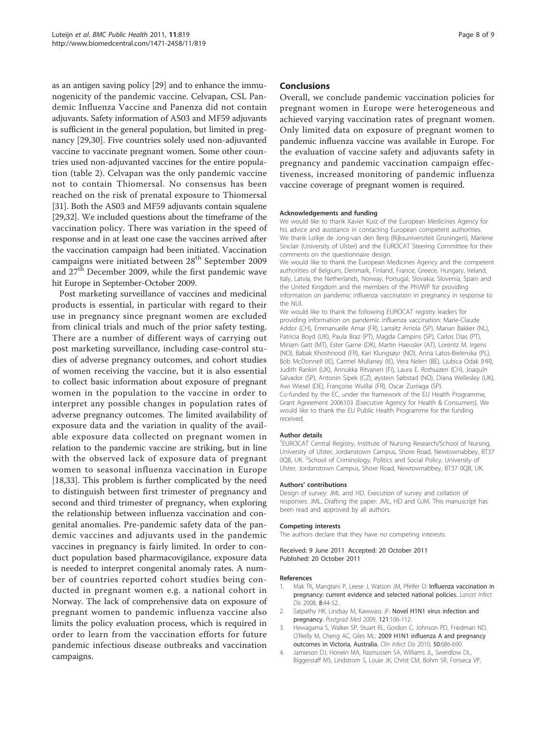as an antigen saving policy [29] and to enhance the immunogenicity of the pandemic vaccine. Celvapan, CSL Pandemic Influenza Vaccine and Panenza did not contain adjuvants. Safety information of AS03 and MF59 adjuvants is sufficient in the general population, but limited in pregnancy [29,30]. Five countries solely used non-adjuvanted vaccine to vaccinate pregnant women. Some other countries used non-adjuvanted vaccines for the entire population (table 2). Celvapan was the only pandemic vaccine not to contain Thiomersal. No consensus has been reached on the risk of prenatal exposure to Thiomersal [31]. Both the AS03 and MF59 adjuvants contain squalene [29,32]. We included questions about the timeframe of the vaccination policy. There was variation in the speed of response and in at least one case the vaccines arrived after the vaccination campaign had been initiated. Vaccination campaigns were initiated between 28$^{th}$ September 2009 and 27$^{th}$ December 2009, while the first pandemic wave hit Europe in September-October 2009.

Post marketing surveillance of vaccines and medicinal products is essential, in particular with regard to their use in pregnancy since pregnant women are excluded from clinical trials and much of the prior safety testing. There are a number of different ways of carrying out post marketing surveillance, including case-control studies of adverse pregnancy outcomes, and cohort studies of women receiving the vaccine, but it is also essential to collect basic information about exposure of pregnant women in the population to the vaccine in order to interpret any possible changes in population rates of adverse pregnancy outcomes. The limited availability of exposure data and the variation in quality of the available exposure data collected on pregnant women in relation to the pandemic vaccine are striking, but in line with the observed lack of exposure data of pregnant women to seasonal influenza vaccination in Europe [18,33]. This problem is further complicated by the need to distinguish between first trimester of pregnancy and second and third trimester of pregnancy, when exploring the relationship between influenza vaccination and congenital anomalies. Pre-pandemic safety data of the pandemic vaccines and adjuvants used in the pandemic vaccines in pregnancy is fairly limited. In order to conduct population based pharmacovigilance, exposure data is needed to interpret congenital anomaly rates. A number of countries reported cohort studies being conducted in pregnant women e.g. a national cohort in Norway. The lack of comprehensive data on exposure of pregnant women to pandemic influenza vaccine also limits the policy evaluation process, which is required in order to learn from the vaccination efforts for future pandemic infectious disease outbreaks and vaccination campaigns.

## Conclusions

Overall, we conclude pandemic vaccination policies for pregnant women in Europe were heterogeneous and achieved varying vaccination rates of pregnant women. Only limited data on exposure of pregnant women to pandemic influenza vaccine was available in Europe. For the evaluation of vaccine safety and adjuvants safety in pregnancy and pandemic vaccination campaign effectiveness, increased monitoring of pandemic influenza vaccine coverage of pregnant women is required.

#### Acknowledgements and funding

We would like to thank Xavier Kurz of the European Medicines Agency for his advice and assistance in contacting European competent authorities. We thank Lolkje de Jong-van den Berg (Rijksuniversiteit Groningen), Marlene Sinclair (University of Ulster) and the EUROCAT Steering Committee for their comments on the questionnaire design.

We would like to thank the European Medicines Agency and the competent authorities of Belgium, Denmark, Finland, France, Greece, Hungary, Ireland, Italy, Latvia, the Netherlands, Norway, Portugal, Slovakia, Slovenia, Spain and the United Kingdom and the members of the PhVWP for providing information on pandemic influenza vaccination in pregnancy in response to the NUI.

We would like to thank the following EUROCAT registry leaders for providing information on pandemic influenza vaccination: Marie-Claude Addor (CH), Emmanuelle Amar (FR), Larraitz Arriola (SP), Marian Bakker (NL), Patricia Boyd (UK), Paula Braz (PT), Magda Campins (SP), Carlos Dias (PT), Miriam Gatt (MT), Ester Garne (DK), Martin Haeusler (AT), Lorentz M. Irgens (NO), Babak Khoshnood (FR), Kari Klungsøyr (NO), Anna Latos-Bielenska (PL), Bob McDonnell (IE), Carmel Mullaney (IE), Vera Nelen (BE), Ljubica Odak (HR), Judith Rankin (UK), Annukka Ritvanen (FI), Laura E. Rothuizen (CH), Joaquín Salvador (SP), Antonin Sipek (CZ), øystein Søbstad (NO), Diana Wellesley (UK), Awi Wiesel (DE), Françoise Wuillai (FR), Oscar Zurriaga (SP).

Co-funded by the EC, under the framework of the EU Health Programme, Grant Agreement 2006103 (Executive Agency for Health & Consumers). We would like to thank the EU Public Health Programme for the funding received.

#### Author details

[1]EUROCAT Central Registry, Institute of Nursing Research/School of Nursing, University of Ulster, Jordanstown Campus, Shore Road, Newtownabbey, BT37 0QB, UK. [2]School of Criminology, Politics and Social Policy, University of Ulster, Jordanstown Campus, Shore Road, Newtownabbey, BT37 0QB, UK.

#### Authors' contributions

Design of survey: JML and HD. Execution of survey and collation of responses: JML. Drafting the paper: JML, HD and GJM. This manuscript has been read and approved by all authors.

#### Competing interests

The authors declare that they have no competing interests.

Received: 9 June 2011 Accepted: 20 October 2011
Published: 20 October 2011

#### References

1. Mak TK, Mangtani P, Leese J, Watson JM, Pfeifer D: **Influenza vaccination in pregnancy: current evidence and selected national policies.** *Lancet Infect Dis* 2008, **8**:44-52.
2. Satpathy HK, Lindsay M, Kawwass JF: **Novel H1N1 virus infection and pregnancy.** *Postgrad Med* 2009, **121**:106-112.
3. Hewagama S, Walker SP, Stuart RL, Gordon C, Johnson PD, Friedman ND, O'Reilly M, Cheng AC, Giles ML: **2009 H1N1 influenza A and pregnancy outcomes in Victoria, Australia.** *Clin Infect Dis* 2010, **50**:686-690.
4. Jamieson DJ, Honein MA, Rasmussen SA, Williams JL, Swerdlow DL, Biggerstaff MS, Lindstrom S, Louie JK, Christ CM, Bohm SR, Fonseca VP,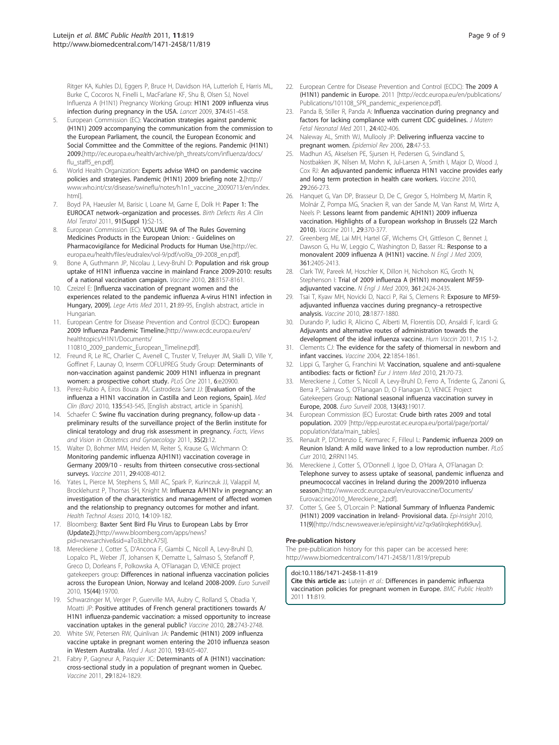Ritger KA, Kuhles DJ, Eggers P, Bruce H, Davidson HA, Lutterloh E, Harris ML, Burke C, Cocoros N, Finelli L, MacFarlane KF, Shu B, Olsen SJ, Novel Influenza A (H1N1) Pregnancy Working Group: **H1N1 2009 influenza virus infection during pregnancy in the USA.** *Lancet* 2009, **374**:451-458.

5. European Commission (EC): **Vaccination strategies against pandemic (H1N1) 2009 accompanying the communication from the commission to the European Parliament, the council, the European Economic and Social Committee and the Committee of the regions. Pandemic (H1N1) 2009.**[http://ec.europa.eu/health/archive/ph_threats/com/influenza/docs/flu_staff5_en.pdf].
6. World Health Organization: **Experts advise WHO on pandemic vaccine policies and strategies. Pandemic (H1N1) 2009 briefing note 2.**[http://www.who.int/csr/disease/swineflu/notes/h1n1_vaccine_20090713/en/index.html].
7. Boyd PA, Haeusler M, Barisic I, Loane M, Garne E, Dolk H: **Paper 1: The EUROCAT network–organization and processes.** *Birth Defects Res A Clin Mol Teratol* 2011, **91(Suppl 1)**:S2-15.
8. European Commission (EC): **VOLUME 9A of The Rules Governing Medicines Products in the European Union: - Guidelines on Pharmacovigilance for Medicinal Products for Human Use.**[http://ec.europa.eu/health/files/eudralex/vol-9/pdf/vol9a_09-2008_en.pdf].
9. Bone A, Guthmann JP, Nicolau J, Levy-Bruhl D: **Population and risk group uptake of H1N1 influenza vaccine in mainland France 2009-2010: results of a national vaccination campaign.** *Vaccine* 2010, **28**:8157-8161.
10. Czeizel E: **[Influenza vaccination of pregnant women and the experiences related to the pandemic influenza A-virus H1N1 infection in Hungary, 2009].** *Lege Artis Med* 2011, **21**:89-95, English abstract, article in Hungarian.
11. European Centre for Disease Prevention and Control (ECDC): **European 2009 Influenza Pandemic Timeline.**[http://www.ecdc.europa.eu/en/healthtopics/H1N1/Documents/110810_2009_pandemic_European_Timeline.pdf].
12. Freund R, Le RC, Charlier C, Avenell C, Truster V, Treluyer JM, Skalli D, Ville Y, Goffinet F, Launay O, Inserm COFLUPREG Study Group: **Determinants of non-vaccination against pandemic 2009 H1N1 influenza in pregnant women: a prospective cohort study.** *PLoS One* 2011, **6**:e20900.
13. Perez-Rubio A, Eiros Bouza JM, Castrodeza Sanz JJ: **[Evaluation of the influenza a H1N1 vaccination in Castilla and Leon regions, Spain].** *Med Clin (Barc)* 2010, **135**:543-545, [English abstract, article in Spanish].
14. Schaefer C: **Swine flu vaccination during pregnancy, follow-up data - preliminary results of the surveillance project of the Berlin institute for clinical teratology and drug risk assessment in pregnancy.** *Facts, Views and Vision in Obstetrics and Gynaecology* 2011, **3S(2)**:12.
15. Walter D, Bohmer MM, Heiden M, Reiter S, Krause G, Wichmann O: **Monitoring pandemic influenza A(H1N1) vaccination coverage in Germany 2009/10 - results from thirteen consecutive cross-sectional surveys.** *Vaccine* 2011, **29**:4008-4012.
16. Yates L, Pierce M, Stephens S, Mill AC, Spark P, Kurinczuk JJ, Valappil M, Brocklehurst P, Thomas SH, Knight M: **Influenza A/H1N1v in pregnancy: an investigation of the characteristics and management of affected women and the relationship to pregnancy outcomes for mother and infant.** *Health Technol Assess* 2010, **14**:109-182.
17. Bloomberg: **Baxter Sent Bird Flu Virus to European Labs by Error (Update2).**[http://www.bloomberg.com/apps/news?pid=newsarchive&sid=aTo3LbhcA7SI].
18. Mereckiene J, Cotter S, D'Ancona F, Giambi C, Nicoll A, Levy-Bruhl D, Lopalco PL, Weber JT, Johansen K, Dematte L, Salmaso S, Stefanoff P, Greco D, Dorleans F, Polkowska A, O'Flanagan D, VENICE project gatekeepers group: **Differences in national influenza vaccination policies across the European Union, Norway and Iceland 2008-2009.** *Euro Surveill* 2010, **15(44)**:19700.
19. Schwarzinger M, Verger P, Guerville MA, Aubry C, Rolland S, Obadia Y, Moatti JP: **Positive attitudes of French general practitioners towards A/H1N1 influenza-pandemic vaccination: a missed opportunity to increase vaccination uptakes in the general public?** *Vaccine* 2010, **28**:2743-2748.
20. White SW, Petersen RW, Quinlivan JA: **Pandemic (H1N1) 2009 influenza vaccine uptake in pregnant women entering the 2010 influenza season in Western Australia.** *Med J Aust* 2010, **193**:405-407.
21. Fabry P, Gagneur A, Pasquier JC: **Determinants of A (H1N1) vaccination: cross-sectional study in a population of pregnant women in Quebec.** *Vaccine* 2011, **29**:1824-1829.
22. European Centre for Disease Prevention and Control (ECDC): **The 2009 A (H1N1) pandemic in Europe.** 2011 [http://ecdc.europa.eu/en/publications/Publications/101108_SPR_pandemic_experience.pdf].
23. Panda B, Stiller R, Panda A: **Influenza vaccination during pregnancy and factors for lacking compliance with current CDC guidelines.** *J Matern Fetal Neonatal Med* 2011, **24**:402-406.
24. Naleway AL, Smith WJ, Mullooly JP: **Delivering influenza vaccine to pregnant women.** *Epidemiol Rev* 2006, **28**:47-53.
25. Madhun AS, Akselsen PE, Sjursen H, Pedersen G, Svindland S, Nostbakken JK, Nilsen M, Mohn K, Jul-Larsen A, Smith I, Major D, Wood J, Cox RJ: **An adjuvanted pandemic influenza H1N1 vaccine provides early and long term protection in health care workers.** *Vaccine* 2010, **29**:266-273.
26. Hanquet G, Van DP, Brasseur D, De C, Gregor S, Holmberg M, Martin R, Molnár Z, Pompa MG, Snacken R, van der Sande M, Van Ranst M, Wirtz A, Neels P: **Lessons learnt from pandemic A(H1N1) 2009 influenza vaccination. Highlights of a European workshop in Brussels (22 March 2010).** *Vaccine* 2011, **29**:370-377.
27. Greenberg ME, Lai MH, Hartel GF, Wichems CH, Gittleson C, Bennet J, Dawson G, Hu W, Leggio C, Washington D, Basser RL: **Response to a monovalent 2009 influenza A (H1N1) vaccine.** *N Engl J Med* 2009, **361**:2405-2413.
28. Clark TW, Pareek M, Hoschler K, Dillon H, Nicholson KG, Groth N, Stephenson I: **Trial of 2009 influenza A (H1N1) monovalent MF59-adjuvanted vaccine.** *N Engl J Med* 2009, **361**:2424-2435.
29. Tsai T, Kyaw MH, Novicki D, Nacci P, Rai S, Clemens R: **Exposure to MF59-adjuvanted influenza vaccines during pregnancy–a retrospective analysis.** *Vaccine* 2010, **28**:1877-1880.
30. Durando P, Iudici R, Alicino C, Alberti M, Florentiis DD, Ansaldi F, Icardi G: **Adjuvants and alternative routes of administration towards the development of the ideal influenza vaccine.** *Hum Vaccin* 2011, **7**:1S 1-2.
31. Clements CJ: **The evidence for the safety of thiomersal in newborn and infant vaccines.** *Vaccine* 2004, **22**:1854-1861.
32. Lippi G, Targher G, Franchini M: **Vaccination, squalene and anti-squalene antibodies: facts or fiction?** *Eur J Intern Med* 2010, **21**:70-73.
33. Mereckiene J, Cotter S, Nicoll A, Levy-Bruhl D, Ferro A, Tridente G, Zanoni G, Berra P, Salmaso S, O'Flanagan D, O Flanagan D, VENICE Project Gatekeepers Group: **National seasonal influenza vaccination survey in Europe, 2008.** *Euro Surveill* 2008, **13(43)**:19017.
34. European Commission (EC) Eurostat: **Crude birth rates 2009 and total population.** 2009 [http://epp.eurostat.ec.europa.eu/portal/page/portal/population/data/main_tables].
35. Renault P, D'Ortenzio E, Kermarec F, Filleul L: **Pandemic influenza 2009 on Reunion Island: A mild wave linked to a low reproduction number.** *PLoS Curr* 2010, **2**:RRN1145.
36. Mereckiene J, Cotter S, O'Donnell J, Igoe D, O'Hara A, O'Flanagan D: **Telephone survey to assess uptake of seasonal, pandemic influenza and pneumococcal vaccines in Ireland during the 2009/2010 influenza season.**[http://www.ecdc.europa.eu/en/eurovaccine/Documents/Eurovaccine2010_Mereckiene_2.pdf].
37. Cotter S, Gee S, O'Lorcain P: **National Summary of Influenza Pandemic (H1N1) 2009 vaccination in Ireland- Provisional data.** *Epi-Insight* 2010, **11(9)**[http://ndsc.newsweaver.ie/epiinsight/viz7qx9a6lrqkeph6tk9uv].

## Pre-publication history

The pre-publication history for this paper can be accessed here:
http://www.biomedcentral.com/1471-2458/11/819/prepub

doi:10.1186/1471-2458-11-819

**Cite this article as:** Luteijn *et al.*: Differences in pandemic influenza vaccination policies for pregnant women in Europe. *BMC Public Health* 2011 **11**:819.